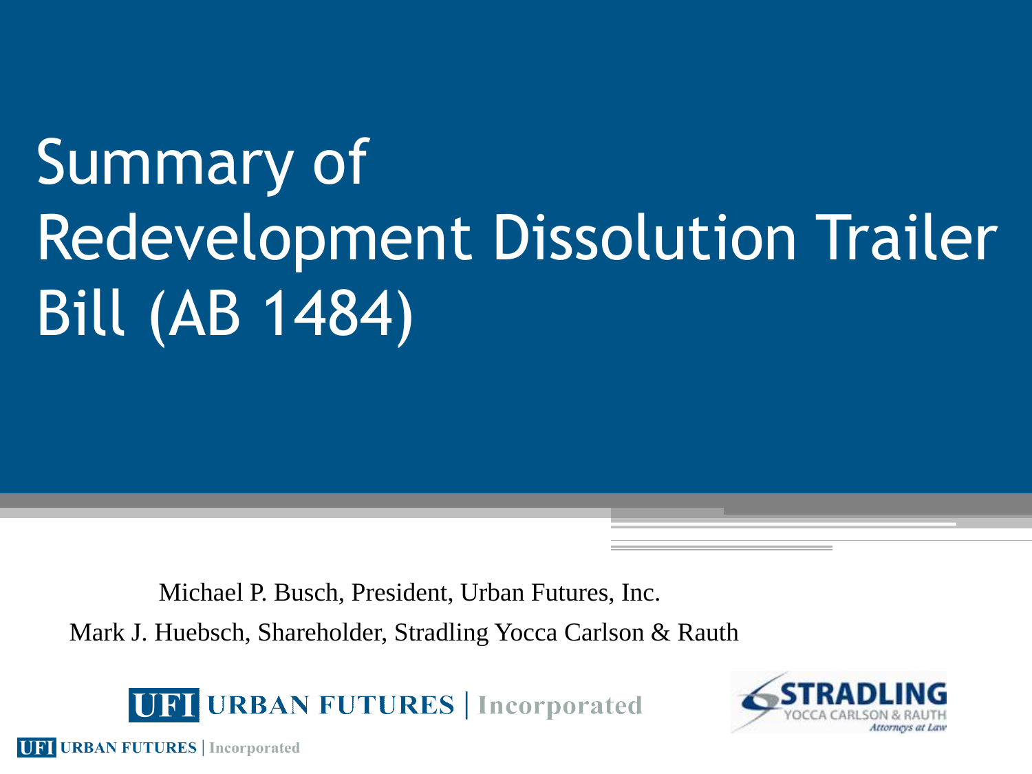# Summary of Redevelopment Dissolution Trailer Bill (AB 1484)

Michael P. Busch, President, Urban Futures, Inc.

Mark J. Huebsch, Shareholder, Stradling Yocca Carlson & Rauth

UFI URBAN FUTURES | Incorporated

STRADLING YOCCA CARLSON & RAUTH *Attorneys at Law*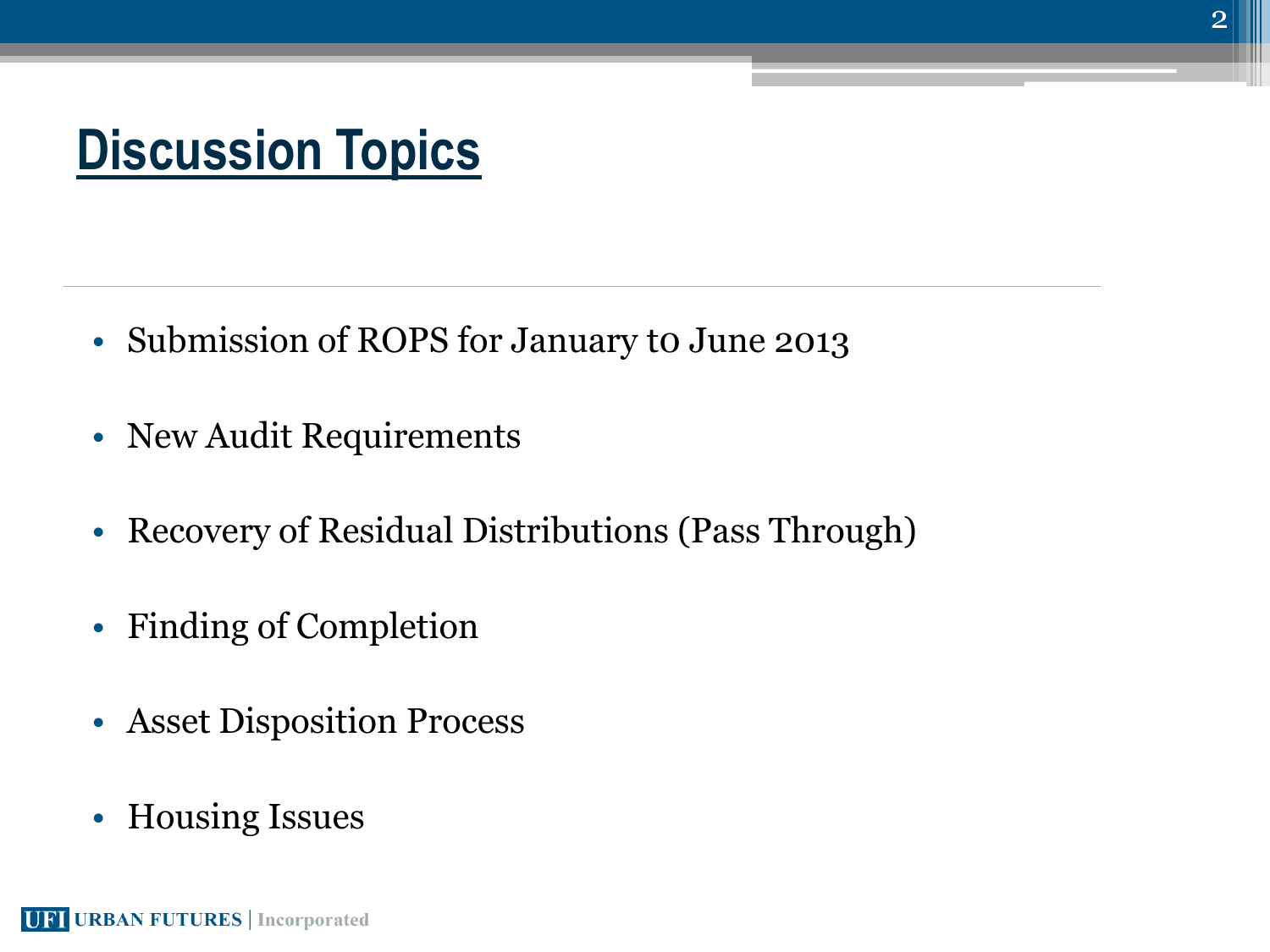# Discussion Topics

- Submission of ROPS for January to June 2013
- New Audit Requirements
- Recovery of Residual Distributions (Pass Through)
- Finding of Completion
- Asset Disposition Process
- Housing Issues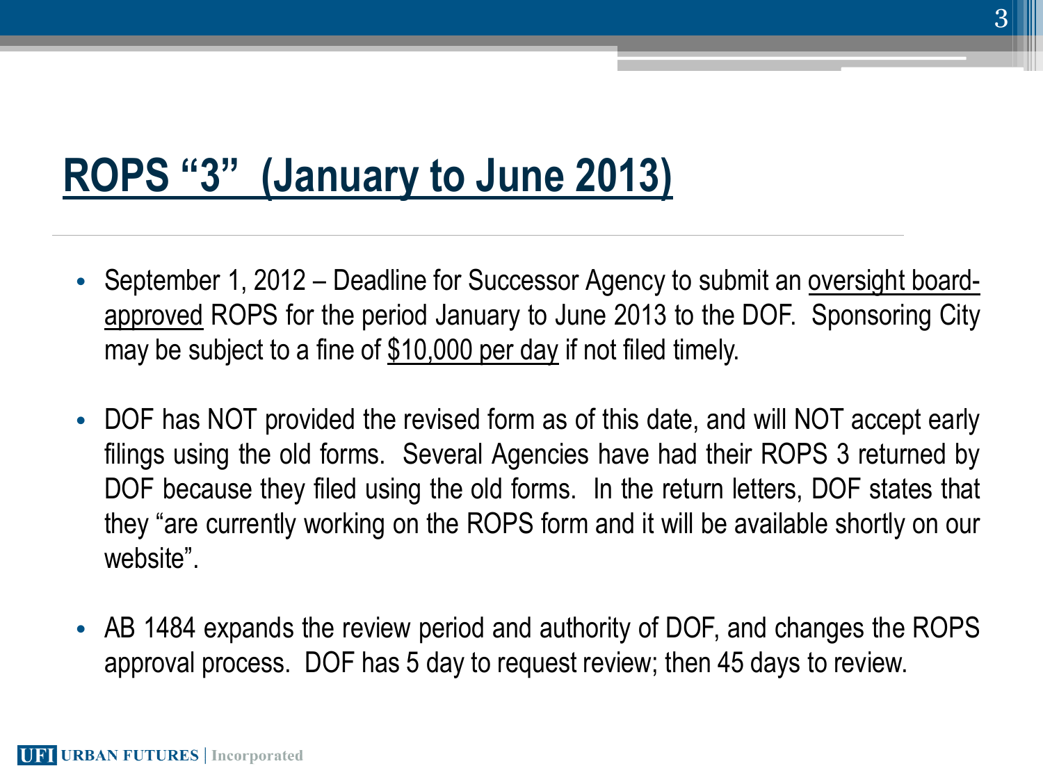# ROPS "3" (January to June 2013)

- September 1, 2012 – Deadline for Successor Agency to submit an oversight board-approved ROPS for the period January to June 2013 to the DOF. Sponsoring City may be subject to a fine of $10,000 per day if not filed timely.

- DOF has NOT provided the revised form as of this date, and will NOT accept early filings using the old forms. Several Agencies have had their ROPS 3 returned by DOF because they filed using the old forms. In the return letters, DOF states that they "are currently working on the ROPS form and it will be available shortly on our website".

- AB 1484 expands the review period and authority of DOF, and changes the ROPS approval process. DOF has 5 day to request review; then 45 days to review.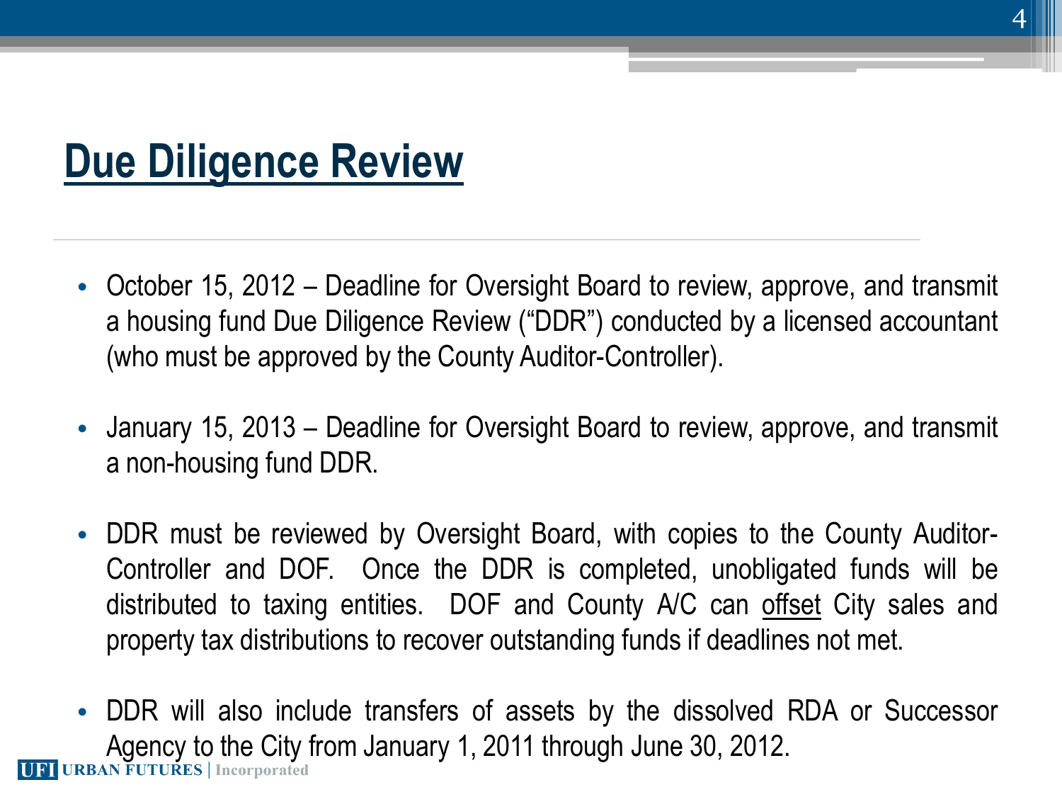# Due Diligence Review

- October 15, 2012 – Deadline for Oversight Board to review, approve, and transmit a housing fund Due Diligence Review ("DDR") conducted by a licensed accountant (who must be approved by the County Auditor-Controller).
- January 15, 2013 – Deadline for Oversight Board to review, approve, and transmit a non-housing fund DDR.
- DDR must be reviewed by Oversight Board, with copies to the County Auditor-Controller and DOF. Once the DDR is completed, unobligated funds will be distributed to taxing entities. DOF and County A/C can offset City sales and property tax distributions to recover outstanding funds if deadlines not met.
- DDR will also include transfers of assets by the dissolved RDA or Successor Agency to the City from January 1, 2011 through June 30, 2012.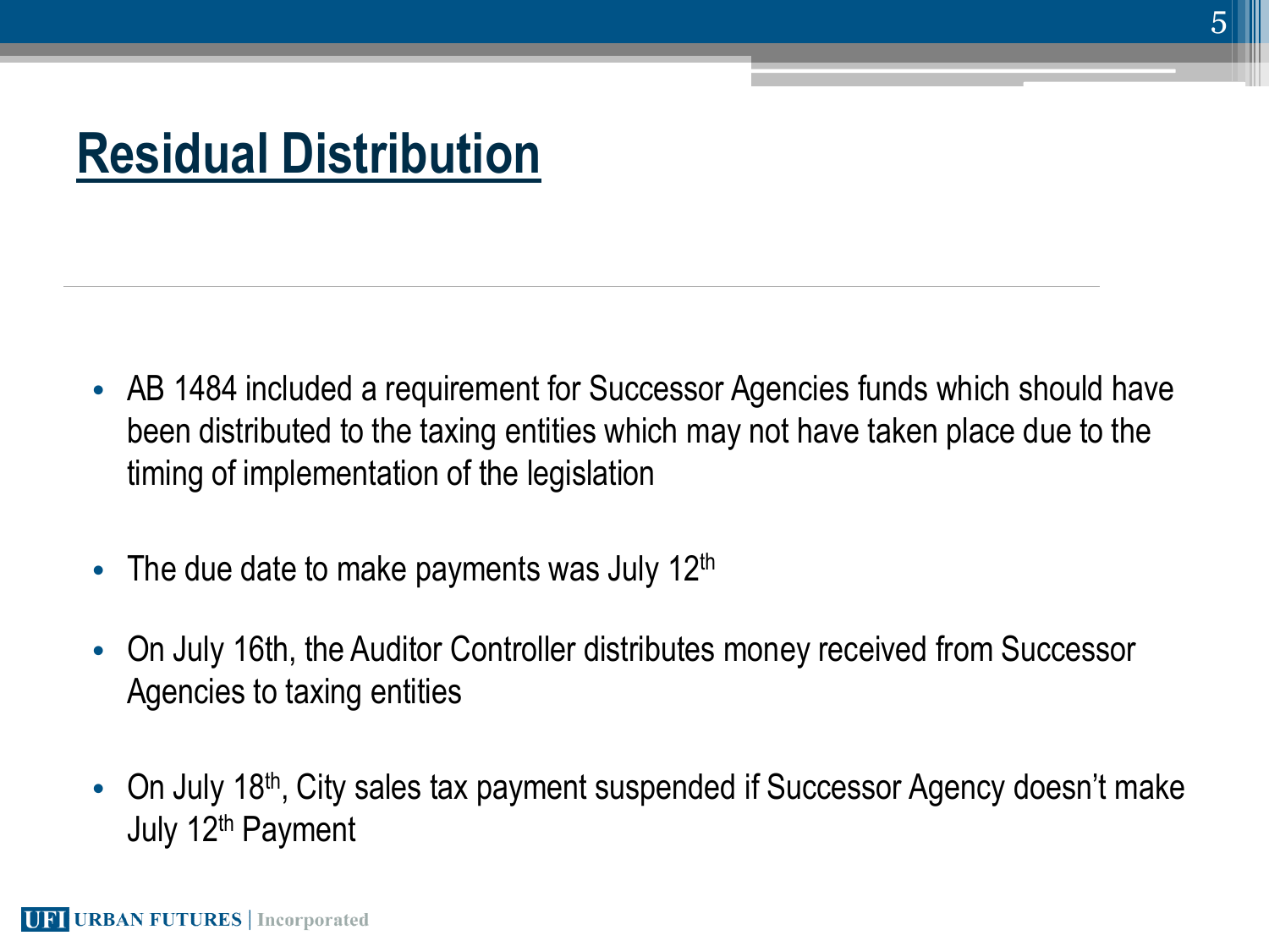# Residual Distribution

- AB 1484 included a requirement for Successor Agencies funds which should have been distributed to the taxing entities which may not have taken place due to the timing of implementation of the legislation
- The due date to make payments was July 12th
- On July 16th, the Auditor Controller distributes money received from Successor Agencies to taxing entities
- On July 18th, City sales tax payment suspended if Successor Agency doesn't make July 12th Payment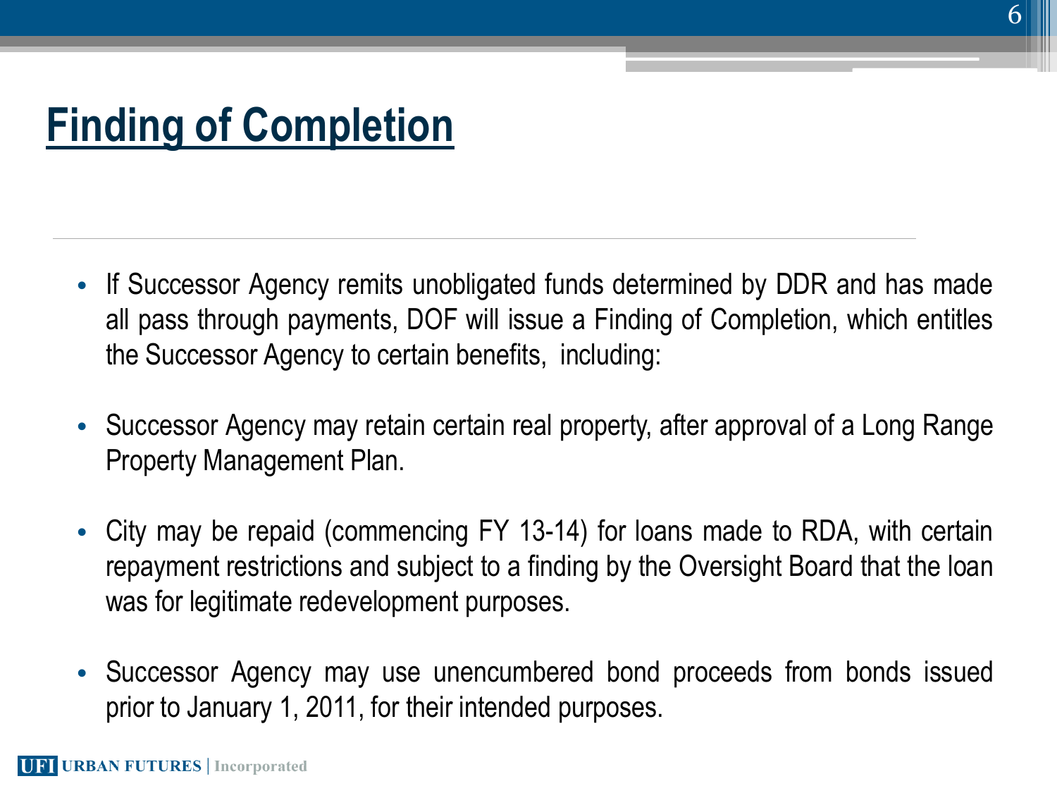# Finding of Completion

- If Successor Agency remits unobligated funds determined by DDR and has made all pass through payments, DOF will issue a Finding of Completion, which entitles the Successor Agency to certain benefits, including:

- Successor Agency may retain certain real property, after approval of a Long Range Property Management Plan.

- City may be repaid (commencing FY 13-14) for loans made to RDA, with certain repayment restrictions and subject to a finding by the Oversight Board that the loan was for legitimate redevelopment purposes.

- Successor Agency may use unencumbered bond proceeds from bonds issued prior to January 1, 2011, for their intended purposes.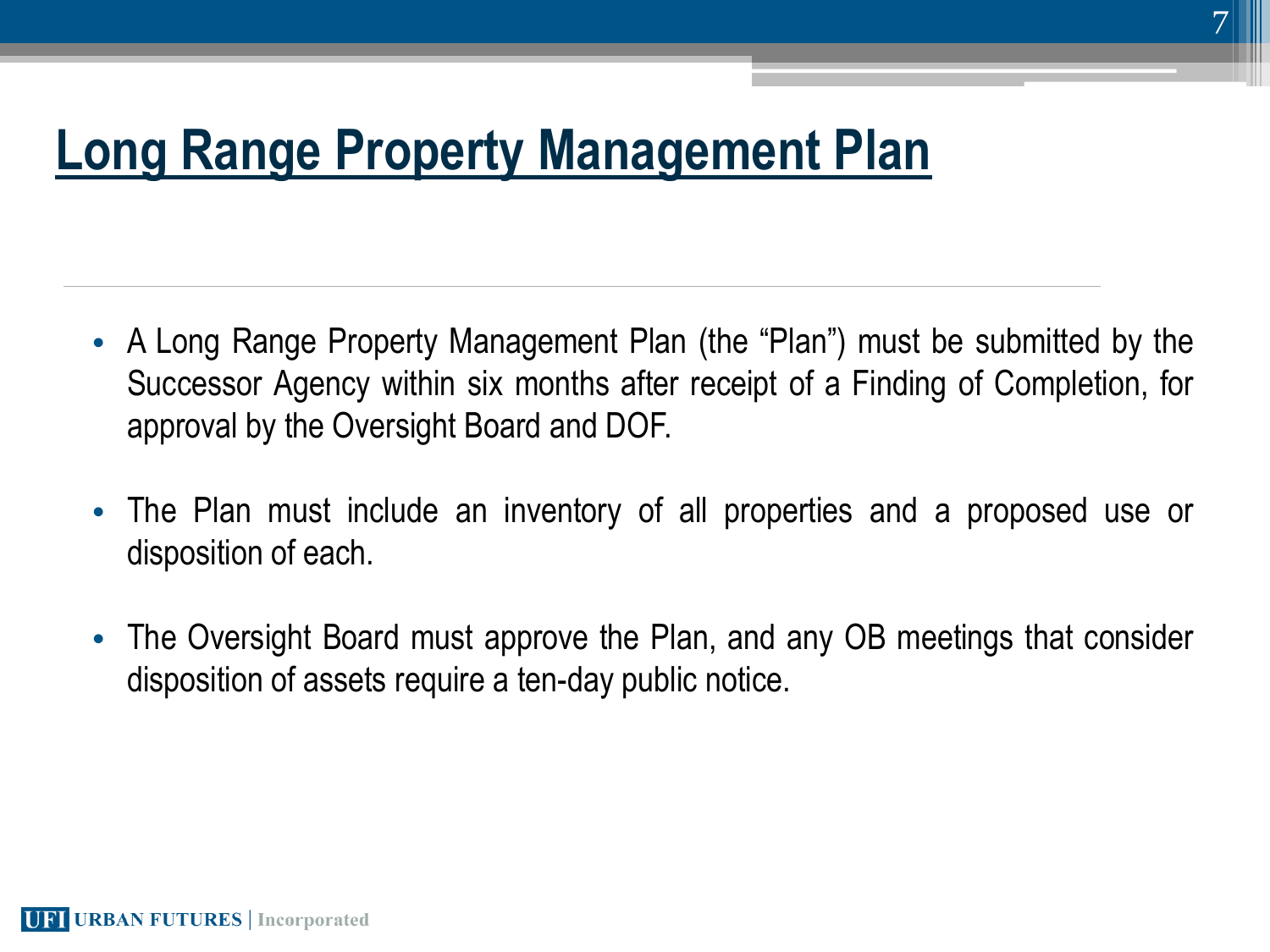# Long Range Property Management Plan

- A Long Range Property Management Plan (the "Plan") must be submitted by the Successor Agency within six months after receipt of a Finding of Completion, for approval by the Oversight Board and DOF.
- The Plan must include an inventory of all properties and a proposed use or disposition of each.
- The Oversight Board must approve the Plan, and any OB meetings that consider disposition of assets require a ten-day public notice.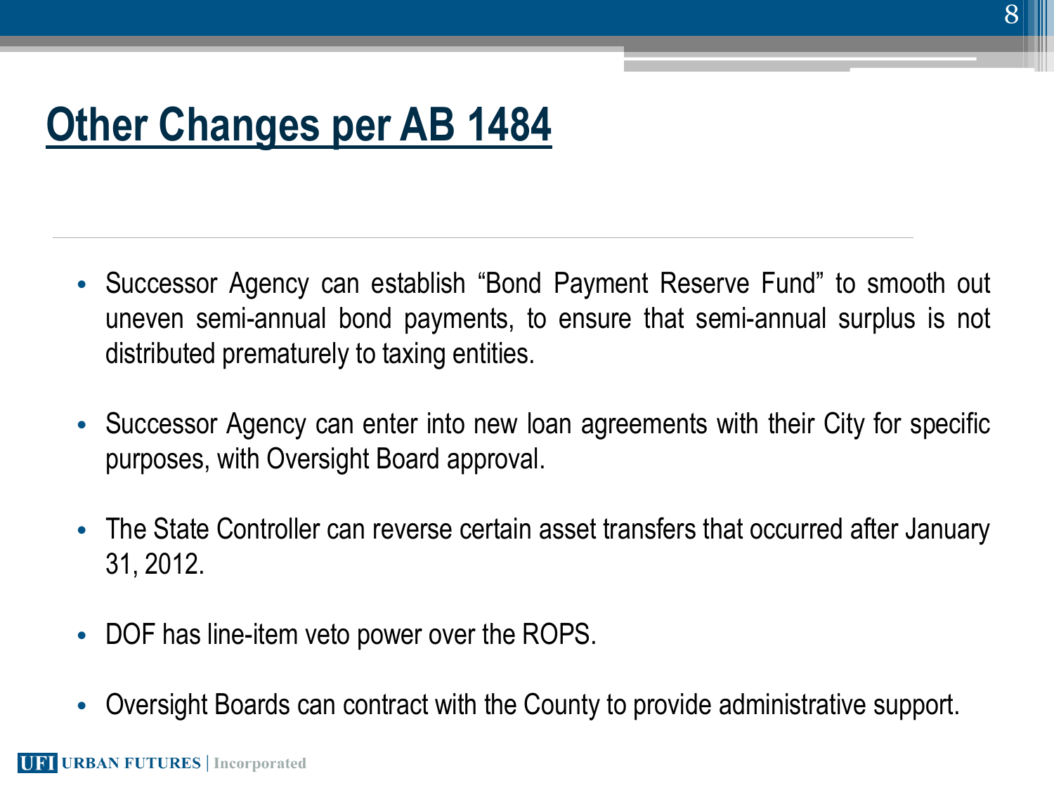# Other Changes per AB 1484

- Successor Agency can establish "Bond Payment Reserve Fund" to smooth out uneven semi-annual bond payments, to ensure that semi-annual surplus is not distributed prematurely to taxing entities.
- Successor Agency can enter into new loan agreements with their City for specific purposes, with Oversight Board approval.
- The State Controller can reverse certain asset transfers that occurred after January 31, 2012.
- DOF has line-item veto power over the ROPS.
- Oversight Boards can contract with the County to provide administrative support.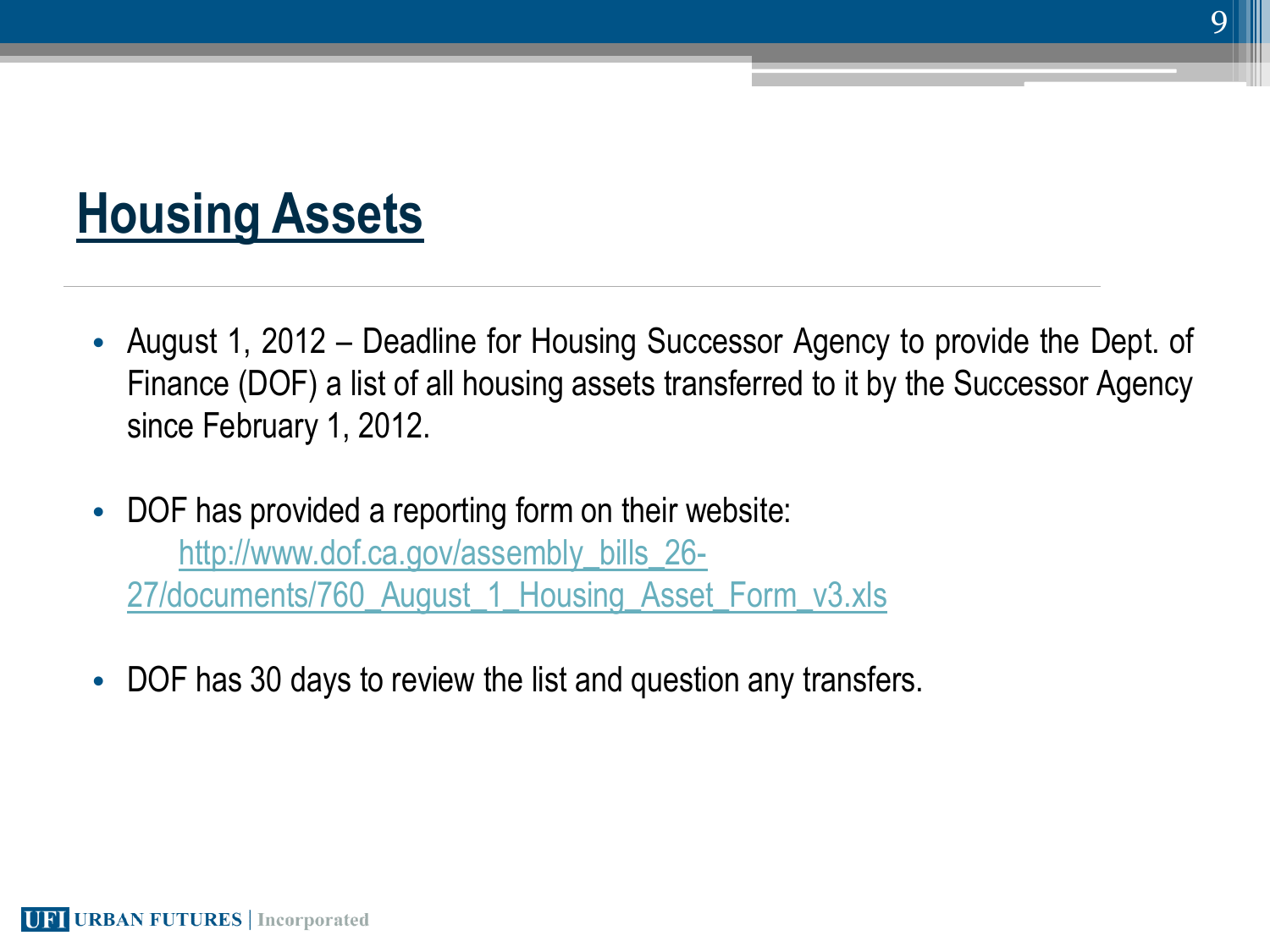## Housing Assets

- August 1, 2012 – Deadline for Housing Successor Agency to provide the Dept. of Finance (DOF) a list of all housing assets transferred to it by the Successor Agency since February 1, 2012.

- DOF has provided a reporting form on their website: http://www.dof.ca.gov/assembly_bills_26-27/documents/760_August_1_Housing_Asset_Form_v3.xls

- DOF has 30 days to review the list and question any transfers.